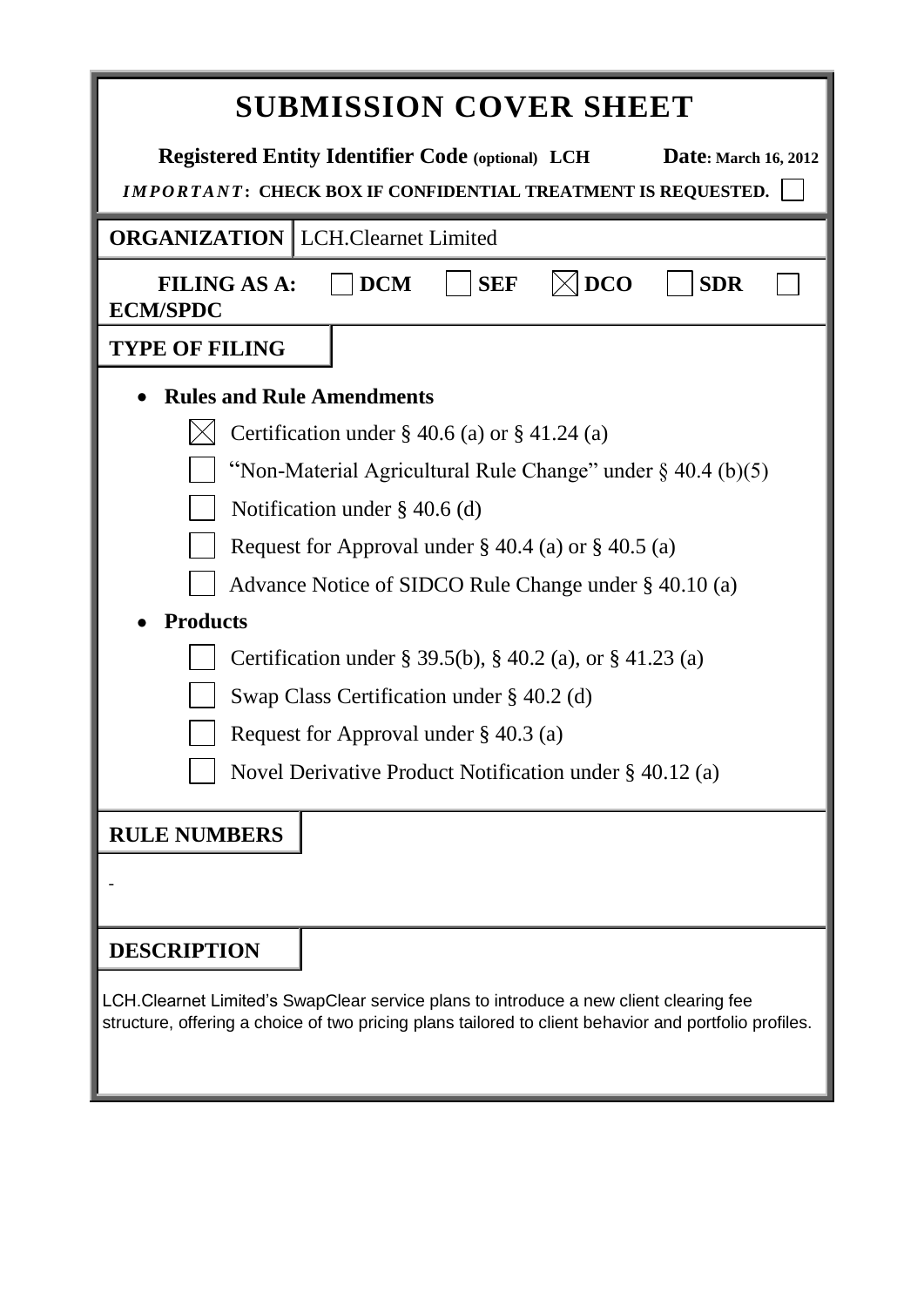# SUBMISSION COVER SHEET

**Registered Entity Identifier Code (optional) LCH** **Date: March 16, 2012**

***IMPORTANT*: CHECK BOX IF CONFIDENTIAL TREATMENT IS REQUESTED.** ☐

| **ORGANIZATION** | LCH.Clearnet Limited |
|---|---|

**FILING AS A:** ☐ **DCM** ☐ **SEF** ☒ **DCO** ☐ **SDR** ☐ **ECM/SPDC**

**TYPE OF FILING**

- **Rules and Rule Amendments**
  - ☒ Certification under § 40.6 (a) or § 41.24 (a)
  - ☐ "Non-Material Agricultural Rule Change" under § 40.4 (b)(5)
  - ☐ Notification under § 40.6 (d)
  - ☐ Request for Approval under § 40.4 (a) or § 40.5 (a)
  - ☐ Advance Notice of SIDCO Rule Change under § 40.10 (a)
- **Products**
  - ☐ Certification under § 39.5(b), § 40.2 (a), or § 41.23 (a)
  - ☐ Swap Class Certification under § 40.2 (d)
  - ☐ Request for Approval under § 40.3 (a)
  - ☐ Novel Derivative Product Notification under § 40.12 (a)

**RULE NUMBERS**

-

**DESCRIPTION**

LCH.Clearnet Limited's SwapClear service plans to introduce a new client clearing fee structure, offering a choice of two pricing plans tailored to client behavior and portfolio profiles.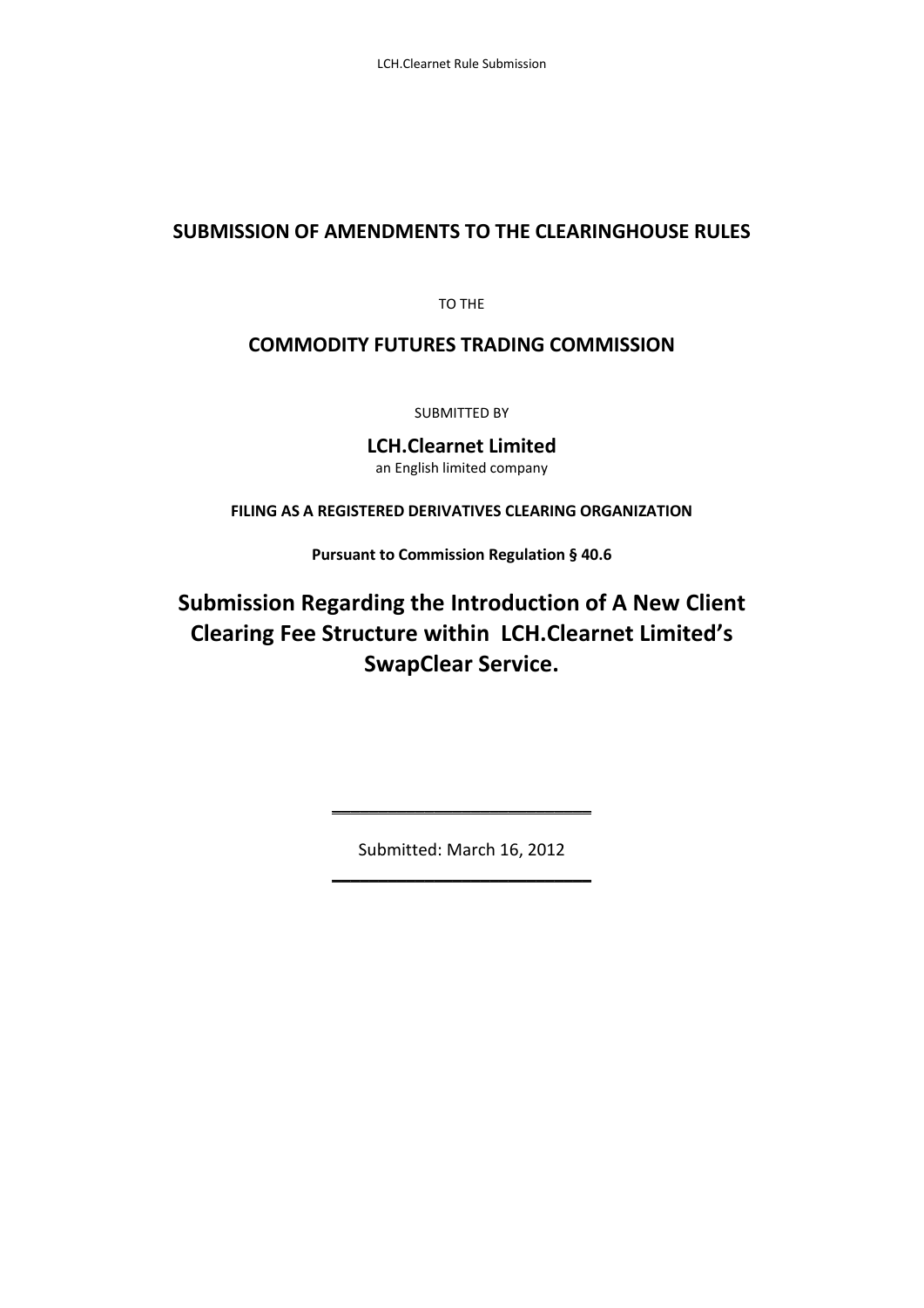## SUBMISSION OF AMENDMENTS TO THE CLEARINGHOUSE RULES

TO THE

## COMMODITY FUTURES TRADING COMMISSION

SUBMITTED BY

**LCH.Clearnet Limited**
an English limited company

**FILING AS A REGISTERED DERIVATIVES CLEARING ORGANIZATION**

**Pursuant to Commission Regulation § 40.6**

# Submission Regarding the Introduction of A New Client Clearing Fee Structure within LCH.Clearnet Limited's SwapClear Service.

---

Submitted: March 16, 2012

---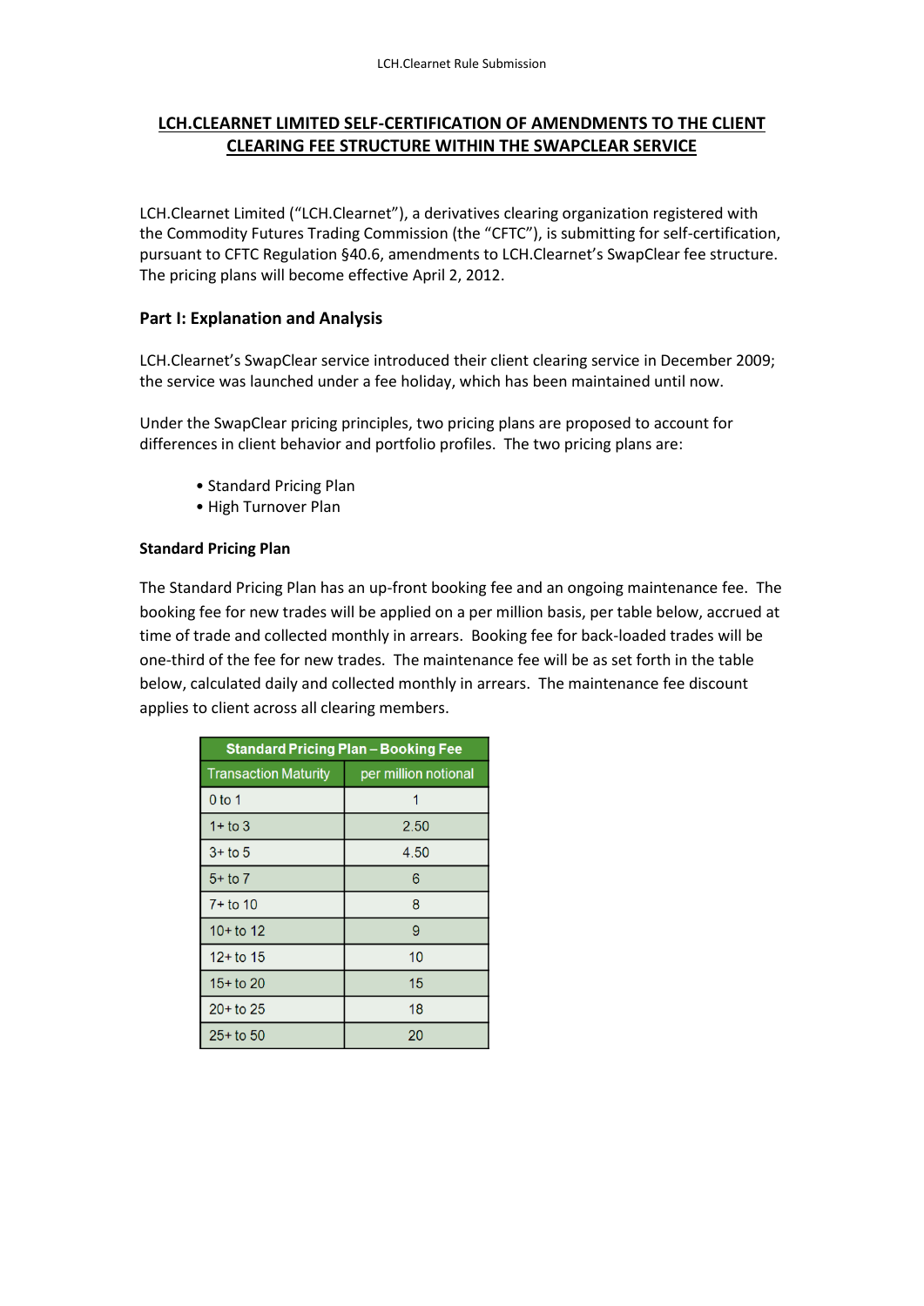## LCH.CLEARNET LIMITED SELF-CERTIFICATION OF AMENDMENTS TO THE CLIENT CLEARING FEE STRUCTURE WITHIN THE SWAPCLEAR SERVICE

LCH.Clearnet Limited ("LCH.Clearnet"), a derivatives clearing organization registered with the Commodity Futures Trading Commission (the "CFTC"), is submitting for self-certification, pursuant to CFTC Regulation §40.6, amendments to LCH.Clearnet's SwapClear fee structure. The pricing plans will become effective April 2, 2012.

### Part I: Explanation and Analysis

LCH.Clearnet's SwapClear service introduced their client clearing service in December 2009; the service was launched under a fee holiday, which has been maintained until now.

Under the SwapClear pricing principles, two pricing plans are proposed to account for differences in client behavior and portfolio profiles. The two pricing plans are:

- Standard Pricing Plan
- High Turnover Plan

**Standard Pricing Plan**

The Standard Pricing Plan has an up-front booking fee and an ongoing maintenance fee. The booking fee for new trades will be applied on a per million basis, per table below, accrued at time of trade and collected monthly in arrears. Booking fee for back-loaded trades will be one-third of the fee for new trades. The maintenance fee will be as set forth in the table below, calculated daily and collected monthly in arrears. The maintenance fee discount applies to client across all clearing members.

| Standard Pricing Plan – Booking Fee | |
|---|---|
| Transaction Maturity | per million notional |
| 0 to 1 | 1 |
| 1+ to 3 | 2.50 |
| 3+ to 5 | 4.50 |
| 5+ to 7 | 6 |
| 7+ to 10 | 8 |
| 10+ to 12 | 9 |
| 12+ to 15 | 10 |
| 15+ to 20 | 15 |
| 20+ to 25 | 18 |
| 25+ to 50 | 20 |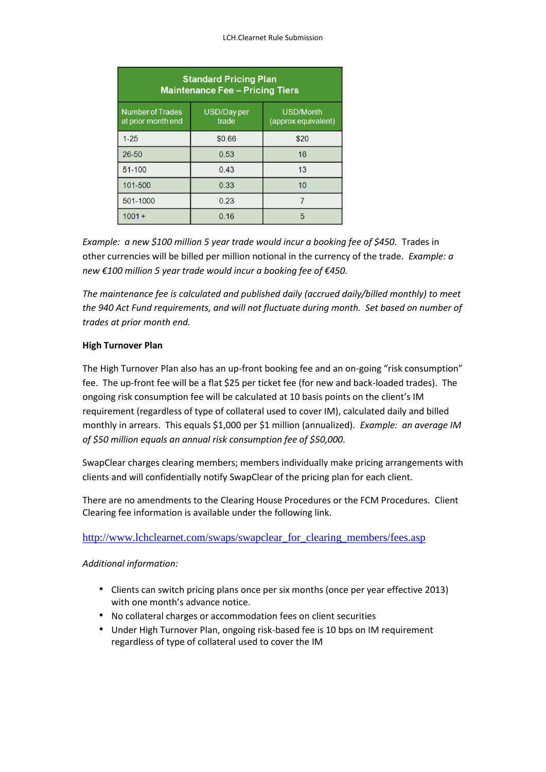| Standard Pricing Plan<br>Maintenance Fee – Pricing Tiers | | |
|---|---|---|
| Number of Trades at prior month end | USD/Day per trade | USD/Month (approx equivalent) |
| 1-25 | $0.66 | $20 |
| 26-50 | 0.53 | 16 |
| 51-100 | 0.43 | 13 |
| 101-500 | 0.33 | 10 |
| 501-1000 | 0.23 | 7 |
| 1001 + | 0.16 | 5 |

*Example: a new $100 million 5 year trade would incur a booking fee of $450.* Trades in other currencies will be billed per million notional in the currency of the trade. *Example: a new €100 million 5 year trade would incur a booking fee of €450.*

*The maintenance fee is calculated and published daily (accrued daily/billed monthly) to meet the 940 Act Fund requirements, and will not fluctuate during month. Set based on number of trades at prior month end.*

**High Turnover Plan**

The High Turnover Plan also has an up-front booking fee and an on-going "risk consumption" fee. The up-front fee will be a flat $25 per ticket fee (for new and back-loaded trades). The ongoing risk consumption fee will be calculated at 10 basis points on the client's IM requirement (regardless of type of collateral used to cover IM), calculated daily and billed monthly in arrears. This equals $1,000 per $1 million (annualized). *Example: an average IM of $50 million equals an annual risk consumption fee of $50,000.*

SwapClear charges clearing members; members individually make pricing arrangements with clients and will confidentially notify SwapClear of the pricing plan for each client.

There are no amendments to the Clearing House Procedures or the FCM Procedures. Client Clearing fee information is available under the following link.

http://www.lchclearnet.com/swaps/swapclear_for_clearing_members/fees.asp

*Additional information:*

- Clients can switch pricing plans once per six months (once per year effective 2013) with one month's advance notice.
- No collateral charges or accommodation fees on client securities
- Under High Turnover Plan, ongoing risk-based fee is 10 bps on IM requirement regardless of type of collateral used to cover the IM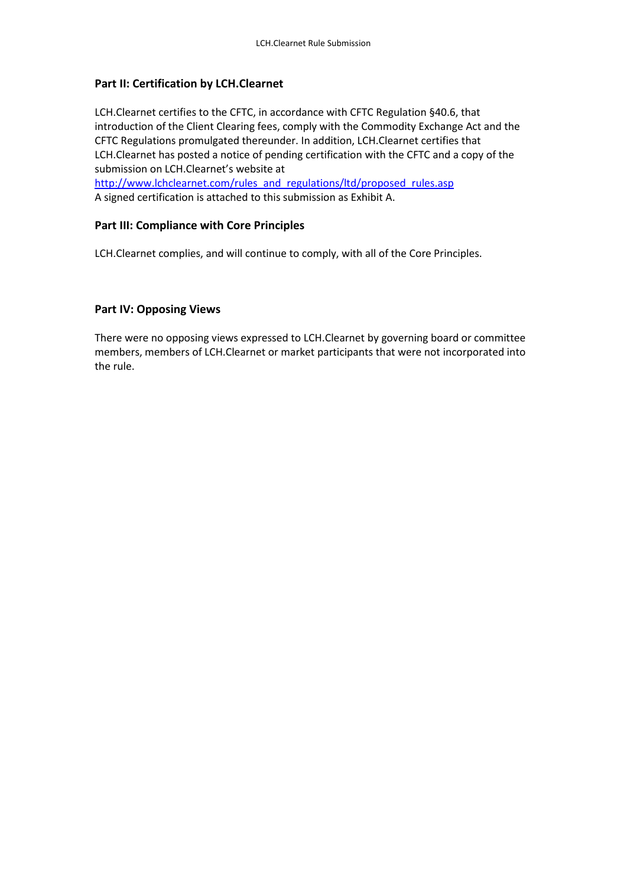## Part II: Certification by LCH.Clearnet

LCH.Clearnet certifies to the CFTC, in accordance with CFTC Regulation §40.6, that introduction of the Client Clearing fees, comply with the Commodity Exchange Act and the CFTC Regulations promulgated thereunder. In addition, LCH.Clearnet certifies that LCH.Clearnet has posted a notice of pending certification with the CFTC and a copy of the submission on LCH.Clearnet's website at
http://www.lchclearnet.com/rules_and_regulations/ltd/proposed_rules.asp
A signed certification is attached to this submission as Exhibit A.

## Part III: Compliance with Core Principles

LCH.Clearnet complies, and will continue to comply, with all of the Core Principles.

## Part IV: Opposing Views

There were no opposing views expressed to LCH.Clearnet by governing board or committee members, members of LCH.Clearnet or market participants that were not incorporated into the rule.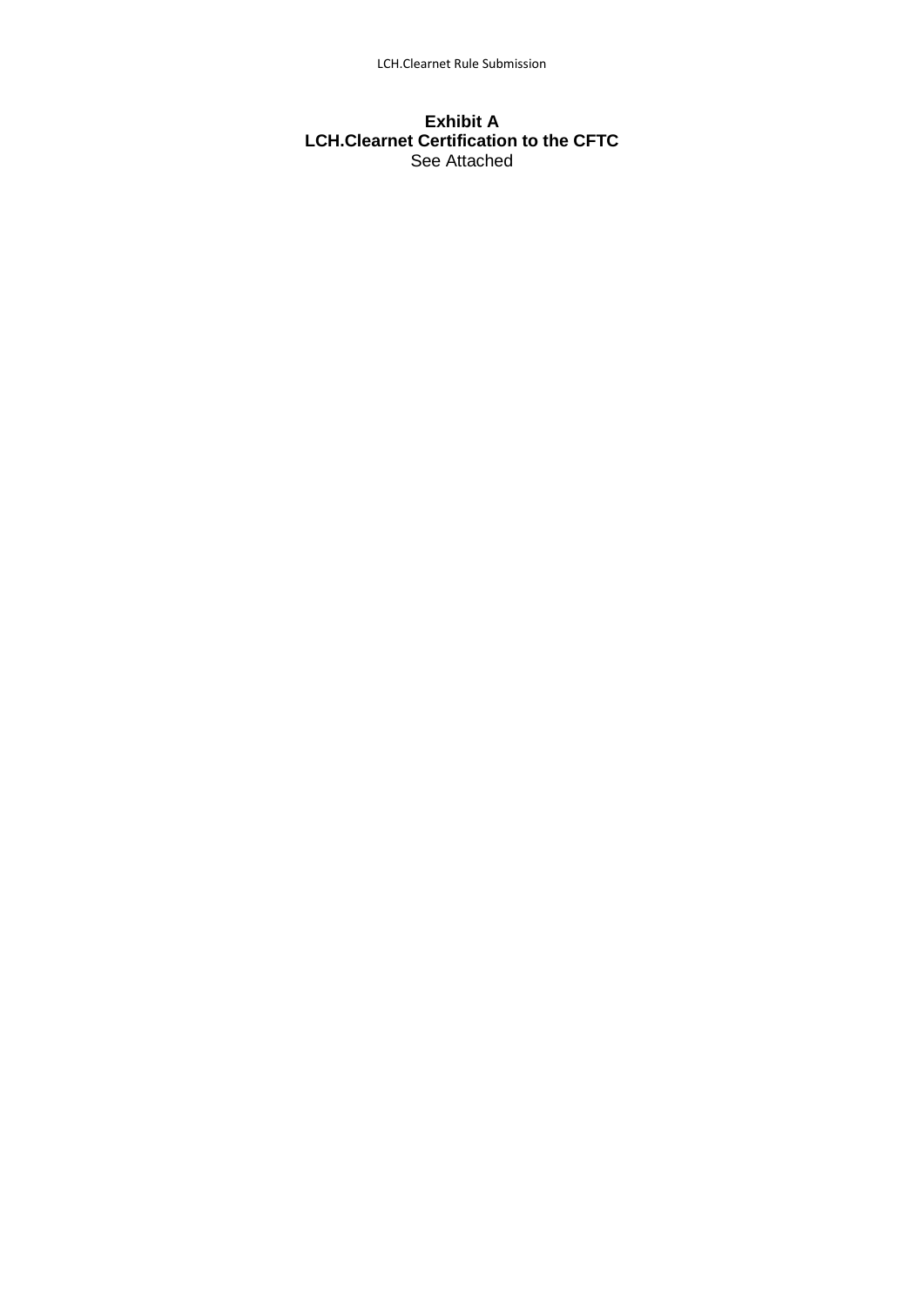**Exhibit A**
**LCH.Clearnet Certification to the CFTC**
See Attached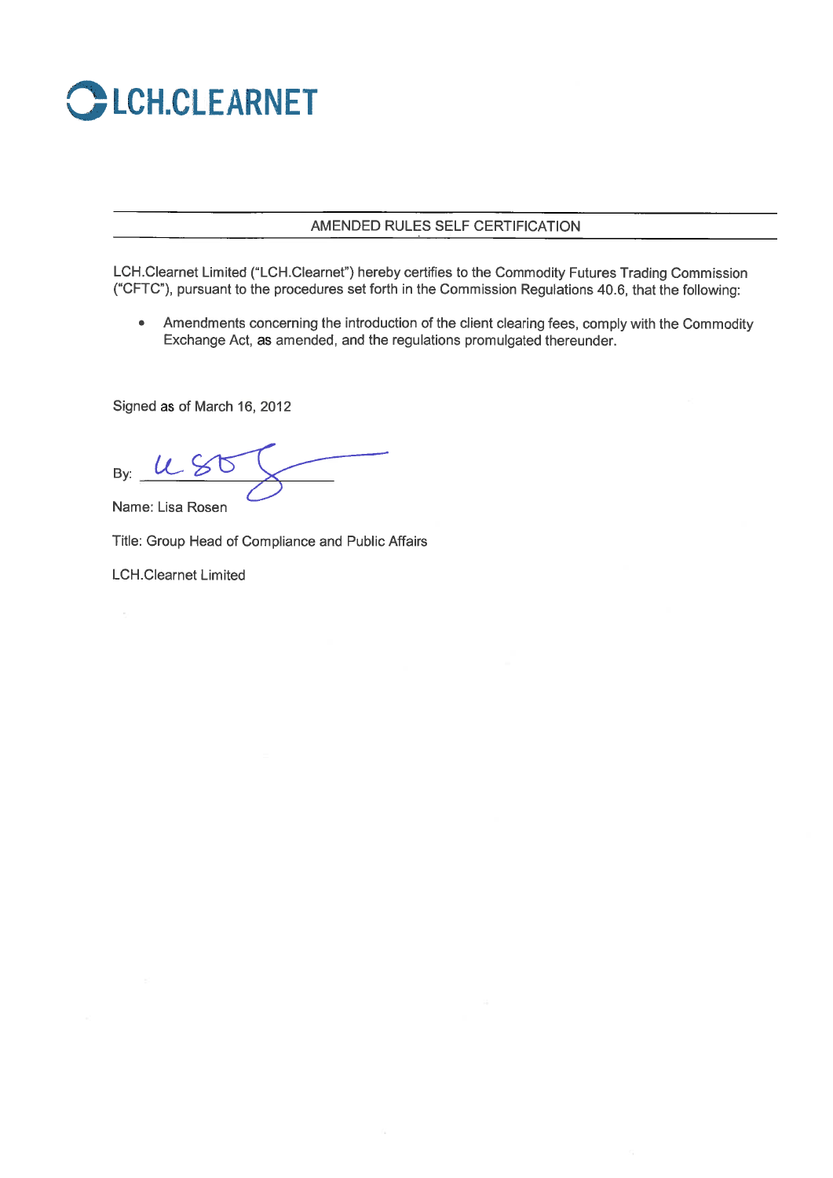LCH.CLEARNET

## AMENDED RULES SELF CERTIFICATION

LCH.Clearnet Limited ("LCH.Clearnet") hereby certifies to the Commodity Futures Trading Commission ("CFTC"), pursuant to the procedures set forth in the Commission Regulations 40.6, that the following:

- Amendments concerning the introduction of the client clearing fees, comply with the Commodity Exchange Act, as amended, and the regulations promulgated thereunder.

Signed as of March 16, 2012

By: ______________________

Name: Lisa Rosen

Title: Group Head of Compliance and Public Affairs

LCH.Clearnet Limited